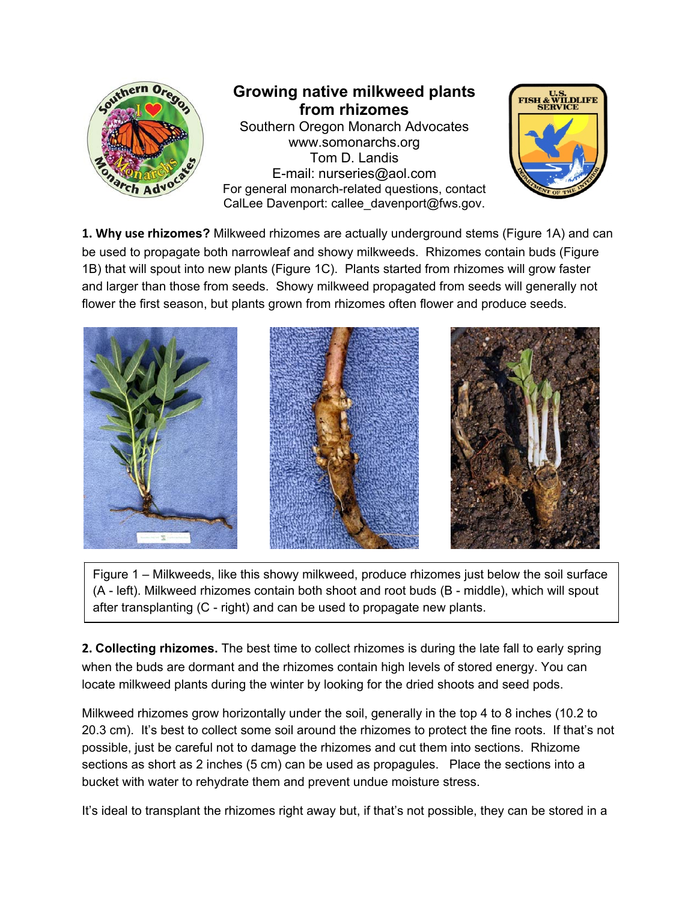# Growing native milkweed plants from rhizomes

Southern Oregon Monarch Advocates
www.somonarchs.org
Tom D. Landis
E-mail: nurseries@aol.com
For general monarch-related questions, contact
CalLee Davenport: callee_davenport@fws.gov.

**1. Why use rhizomes?** Milkweed rhizomes are actually underground stems (Figure 1A) and can be used to propagate both narrowleaf and showy milkweeds. Rhizomes contain buds (Figure 1B) that will spout into new plants (Figure 1C). Plants started from rhizomes will grow faster and larger than those from seeds. Showy milkweed propagated from seeds will generally not flower the first season, but plants grown from rhizomes often flower and produce seeds.

Figure 1 – Milkweeds, like this showy milkweed, produce rhizomes just below the soil surface (A - left). Milkweed rhizomes contain both shoot and root buds (B - middle), which will spout after transplanting (C - right) and can be used to propagate new plants.

**2. Collecting rhizomes.** The best time to collect rhizomes is during the late fall to early spring when the buds are dormant and the rhizomes contain high levels of stored energy. You can locate milkweed plants during the winter by looking for the dried shoots and seed pods.

Milkweed rhizomes grow horizontally under the soil, generally in the top 4 to 8 inches (10.2 to 20.3 cm). It's best to collect some soil around the rhizomes to protect the fine roots. If that's not possible, just be careful not to damage the rhizomes and cut them into sections. Rhizome sections as short as 2 inches (5 cm) can be used as propagules. Place the sections into a bucket with water to rehydrate them and prevent undue moisture stress.

It's ideal to transplant the rhizomes right away but, if that's not possible, they can be stored in a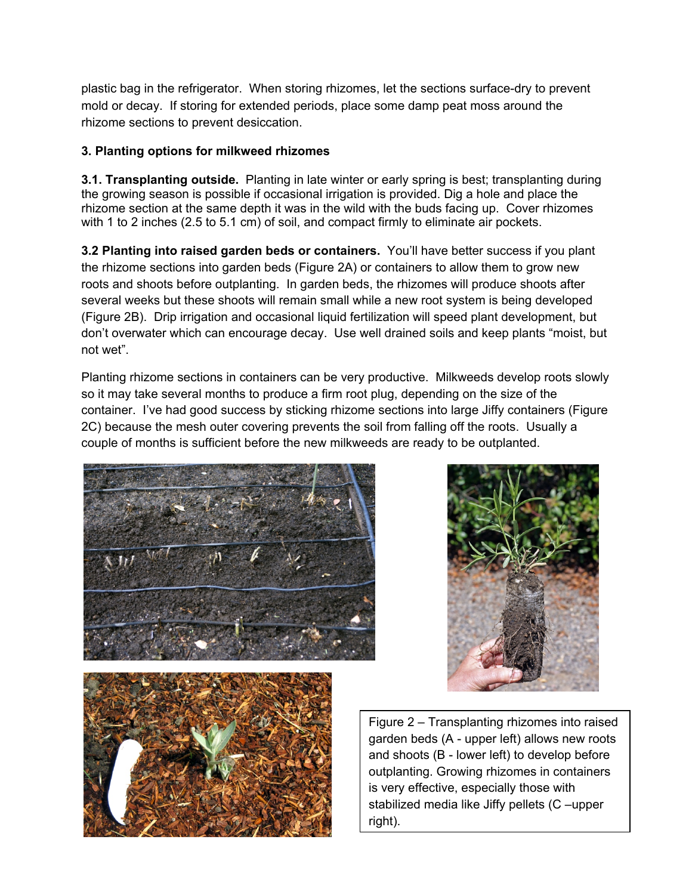plastic bag in the refrigerator. When storing rhizomes, let the sections surface-dry to prevent mold or decay. If storing for extended periods, place some damp peat moss around the rhizome sections to prevent desiccation.

### 3. Planting options for milkweed rhizomes

**3.1. Transplanting outside.** Planting in late winter or early spring is best; transplanting during the growing season is possible if occasional irrigation is provided. Dig a hole and place the rhizome section at the same depth it was in the wild with the buds facing up. Cover rhizomes with 1 to 2 inches (2.5 to 5.1 cm) of soil, and compact firmly to eliminate air pockets.

**3.2 Planting into raised garden beds or containers.** You'll have better success if you plant the rhizome sections into garden beds (Figure 2A) or containers to allow them to grow new roots and shoots before outplanting. In garden beds, the rhizomes will produce shoots after several weeks but these shoots will remain small while a new root system is being developed (Figure 2B). Drip irrigation and occasional liquid fertilization will speed plant development, but don't overwater which can encourage decay. Use well drained soils and keep plants "moist, but not wet".

Planting rhizome sections in containers can be very productive. Milkweeds develop roots slowly so it may take several months to produce a firm root plug, depending on the size of the container. I've had good success by sticking rhizome sections into large Jiffy containers (Figure 2C) because the mesh outer covering prevents the soil from falling off the roots. Usually a couple of months is sufficient before the new milkweeds are ready to be outplanted.

Figure 2 – Transplanting rhizomes into raised garden beds (A - upper left) allows new roots and shoots (B - lower left) to develop before outplanting. Growing rhizomes in containers is very effective, especially those with stabilized media like Jiffy pellets (C –upper right).